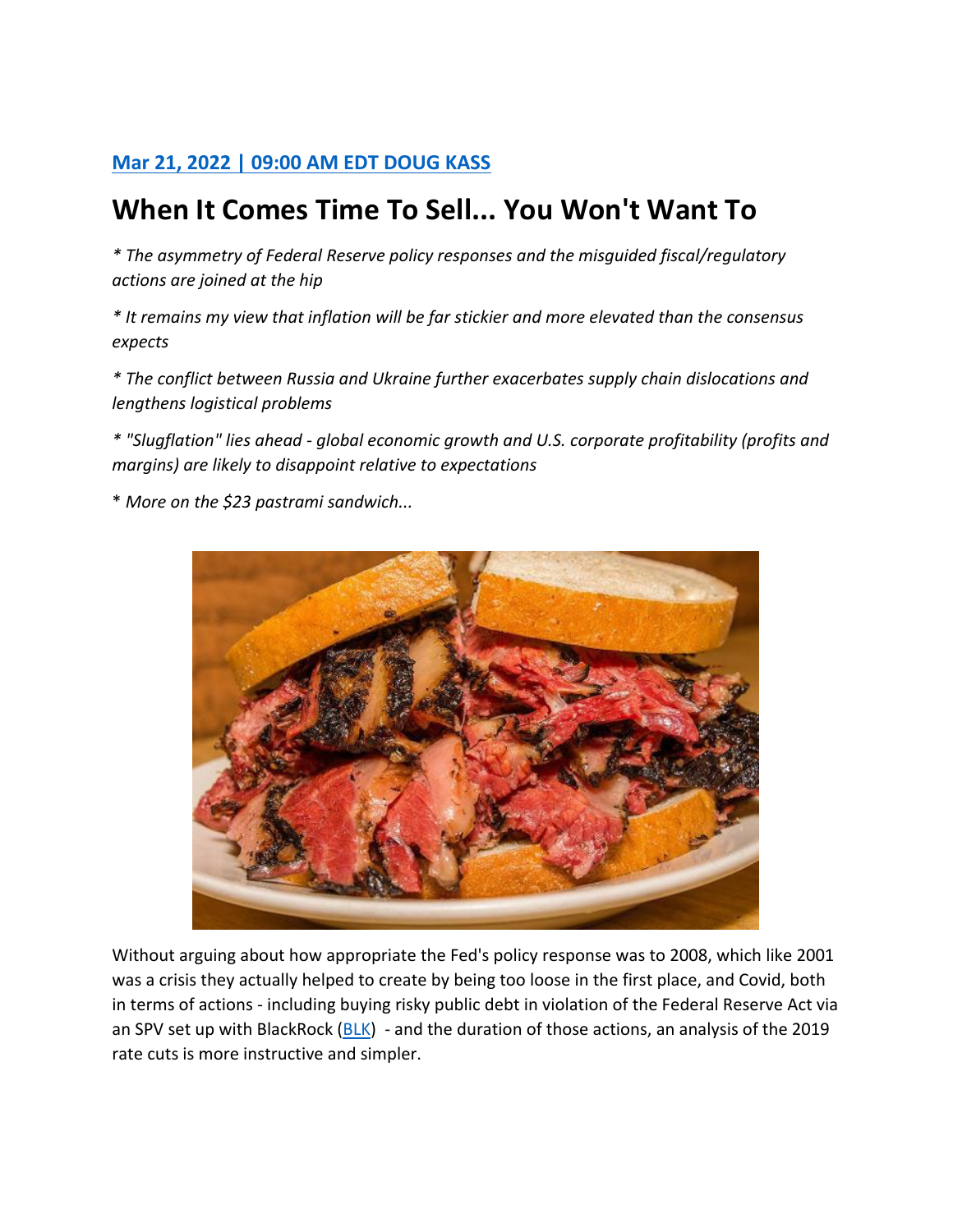**Mar 21, 2022 | 09:00 AM EDT DOUG KASS**

# When It Comes Time To Sell... You Won't Want To

*\* The asymmetry of Federal Reserve policy responses and the misguided fiscal/regulatory actions are joined at the hip*

*\* It remains my view that inflation will be far stickier and more elevated than the consensus expects*

*\* The conflict between Russia and Ukraine further exacerbates supply chain dislocations and lengthens logistical problems*

*\* "Slugflation" lies ahead - global economic growth and U.S. corporate profitability (profits and margins) are likely to disappoint relative to expectations*

\* *More on the $23 pastrami sandwich...*

Without arguing about how appropriate the Fed's policy response was to 2008, which like 2001 was a crisis they actually helped to create by being too loose in the first place, and Covid, both in terms of actions - including buying risky public debt in violation of the Federal Reserve Act via an SPV set up with BlackRock (BLK) - and the duration of those actions, an analysis of the 2019 rate cuts is more instructive and simpler.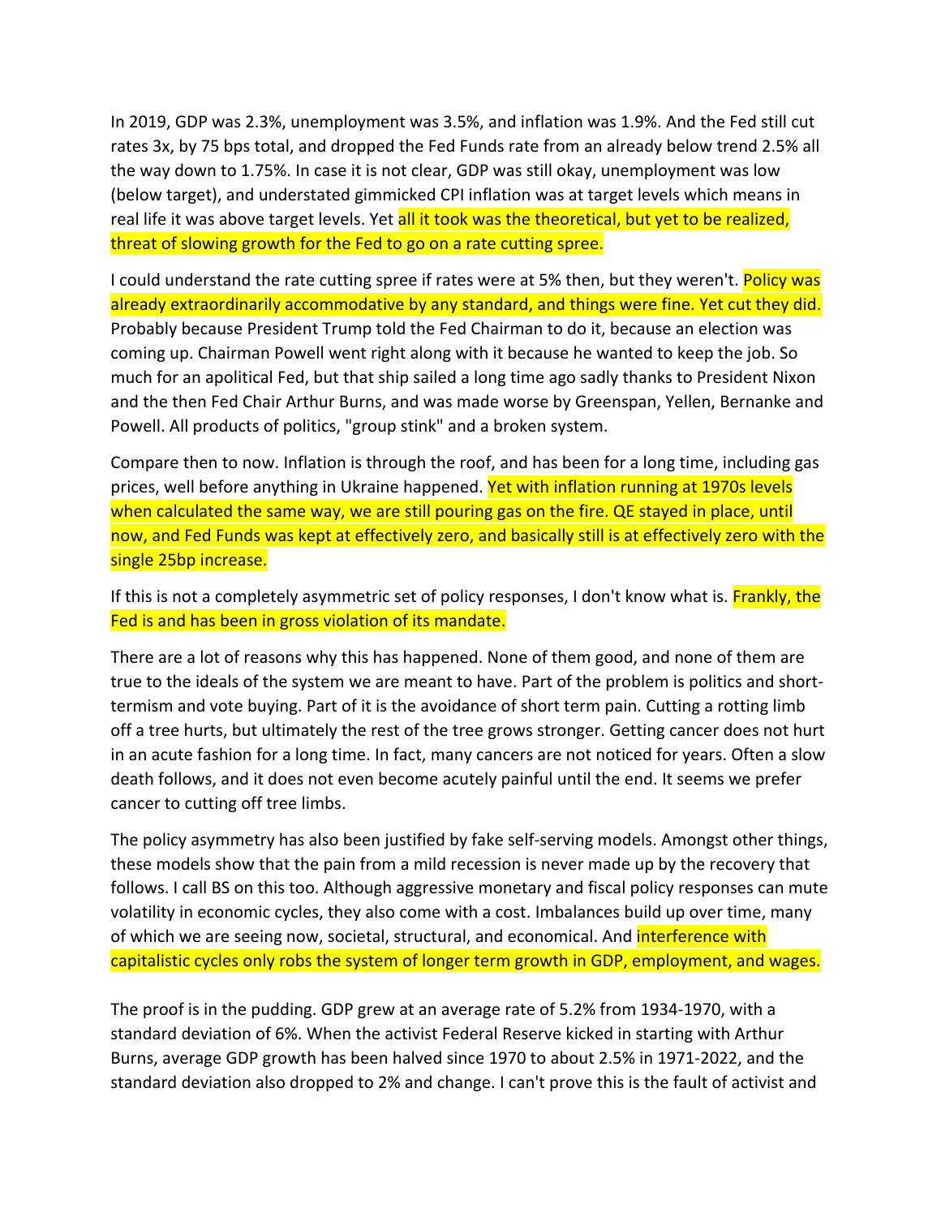In 2019, GDP was 2.3%, unemployment was 3.5%, and inflation was 1.9%. And the Fed still cut rates 3x, by 75 bps total, and dropped the Fed Funds rate from an already below trend 2.5% all the way down to 1.75%. In case it is not clear, GDP was still okay, unemployment was low (below target), and understated gimmicked CPI inflation was at target levels which means in real life it was above target levels. Yet all it took was the theoretical, but yet to be realized, threat of slowing growth for the Fed to go on a rate cutting spree.

I could understand the rate cutting spree if rates were at 5% then, but they weren't. Policy was already extraordinarily accommodative by any standard, and things were fine. Yet cut they did. Probably because President Trump told the Fed Chairman to do it, because an election was coming up. Chairman Powell went right along with it because he wanted to keep the job. So much for an apolitical Fed, but that ship sailed a long time ago sadly thanks to President Nixon and the then Fed Chair Arthur Burns, and was made worse by Greenspan, Yellen, Bernanke and Powell. All products of politics, "group stink" and a broken system.

Compare then to now. Inflation is through the roof, and has been for a long time, including gas prices, well before anything in Ukraine happened. Yet with inflation running at 1970s levels when calculated the same way, we are still pouring gas on the fire. QE stayed in place, until now, and Fed Funds was kept at effectively zero, and basically still is at effectively zero with the single 25bp increase.

If this is not a completely asymmetric set of policy responses, I don't know what is. Frankly, the Fed is and has been in gross violation of its mandate.

There are a lot of reasons why this has happened. None of them good, and none of them are true to the ideals of the system we are meant to have. Part of the problem is politics and short-termism and vote buying. Part of it is the avoidance of short term pain. Cutting a rotting limb off a tree hurts, but ultimately the rest of the tree grows stronger. Getting cancer does not hurt in an acute fashion for a long time. In fact, many cancers are not noticed for years. Often a slow death follows, and it does not even become acutely painful until the end. It seems we prefer cancer to cutting off tree limbs.

The policy asymmetry has also been justified by fake self-serving models. Amongst other things, these models show that the pain from a mild recession is never made up by the recovery that follows. I call BS on this too. Although aggressive monetary and fiscal policy responses can mute volatility in economic cycles, they also come with a cost. Imbalances build up over time, many of which we are seeing now, societal, structural, and economical. And interference with capitalistic cycles only robs the system of longer term growth in GDP, employment, and wages.

The proof is in the pudding. GDP grew at an average rate of 5.2% from 1934-1970, with a standard deviation of 6%. When the activist Federal Reserve kicked in starting with Arthur Burns, average GDP growth has been halved since 1970 to about 2.5% in 1971-2022, and the standard deviation also dropped to 2% and change. I can't prove this is the fault of activist and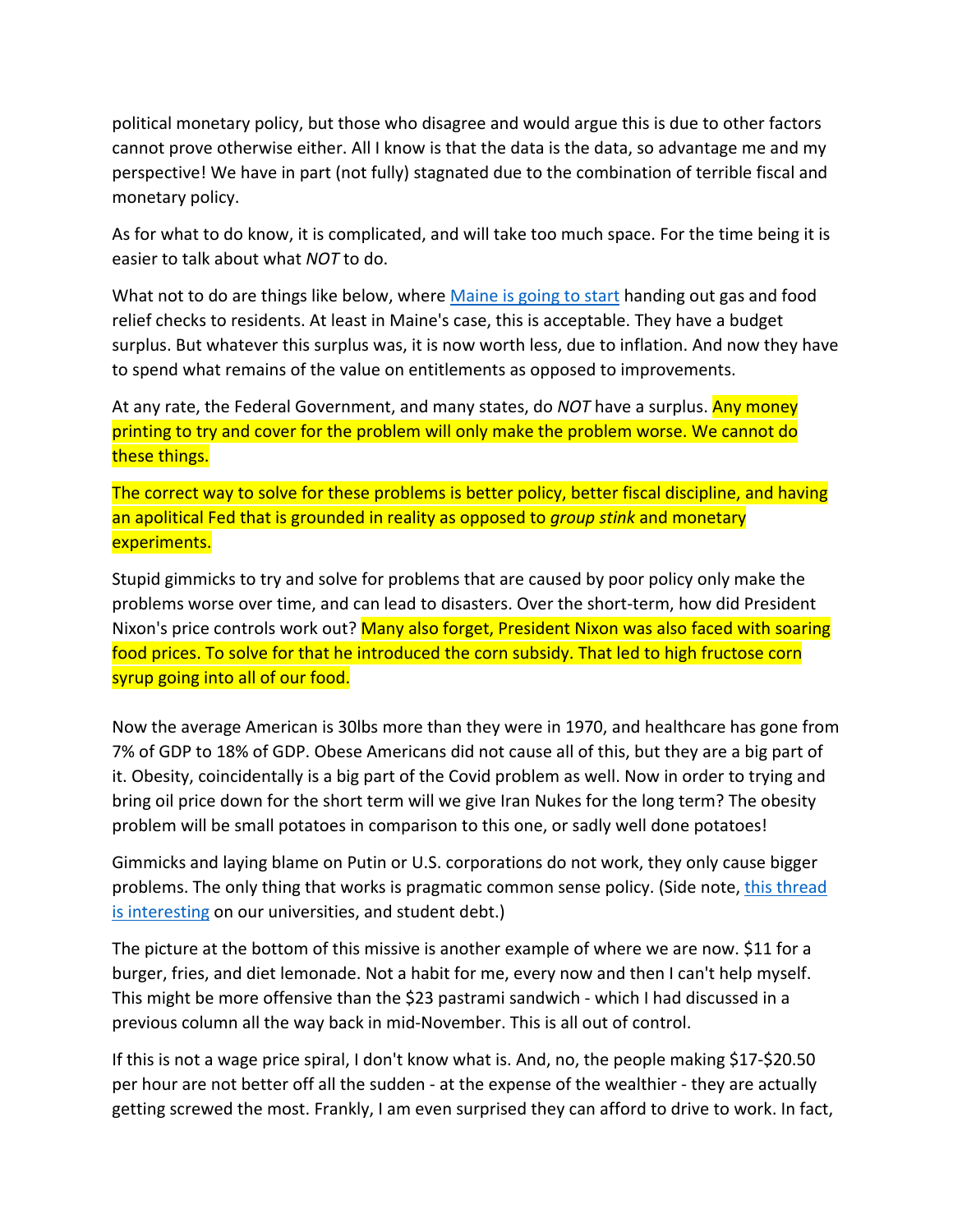political monetary policy, but those who disagree and would argue this is due to other factors cannot prove otherwise either. All I know is that the data is the data, so advantage me and my perspective! We have in part (not fully) stagnated due to the combination of terrible fiscal and monetary policy.

As for what to do know, it is complicated, and will take too much space. For the time being it is easier to talk about what *NOT* to do.

What not to do are things like below, where [Maine is going to start]() handing out gas and food relief checks to residents. At least in Maine's case, this is acceptable. They have a budget surplus. But whatever this surplus was, it is now worth less, due to inflation. And now they have to spend what remains of the value on entitlements as opposed to improvements.

At any rate, the Federal Government, and many states, do *NOT* have a surplus. Any money printing to try and cover for the problem will only make the problem worse. We cannot do these things.

The correct way to solve for these problems is better policy, better fiscal discipline, and having an apolitical Fed that is grounded in reality as opposed to *group stink* and monetary experiments.

Stupid gimmicks to try and solve for problems that are caused by poor policy only make the problems worse over time, and can lead to disasters. Over the short-term, how did President Nixon's price controls work out? Many also forget, President Nixon was also faced with soaring food prices. To solve for that he introduced the corn subsidy. That led to high fructose corn syrup going into all of our food.

Now the average American is 30lbs more than they were in 1970, and healthcare has gone from 7% of GDP to 18% of GDP. Obese Americans did not cause all of this, but they are a big part of it. Obesity, coincidentally is a big part of the Covid problem as well. Now in order to trying and bring oil price down for the short term will we give Iran Nukes for the long term? The obesity problem will be small potatoes in comparison to this one, or sadly well done potatoes!

Gimmicks and laying blame on Putin or U.S. corporations do not work, they only cause bigger problems. The only thing that works is pragmatic common sense policy. (Side note, [this thread is interesting]() on our universities, and student debt.)

The picture at the bottom of this missive is another example of where we are now. $11 for a burger, fries, and diet lemonade. Not a habit for me, every now and then I can't help myself. This might be more offensive than the $23 pastrami sandwich - which I had discussed in a previous column all the way back in mid-November. This is all out of control.

If this is not a wage price spiral, I don't know what is. And, no, the people making $17-$20.50 per hour are not better off all the sudden - at the expense of the wealthier - they are actually getting screwed the most. Frankly, I am even surprised they can afford to drive to work. In fact,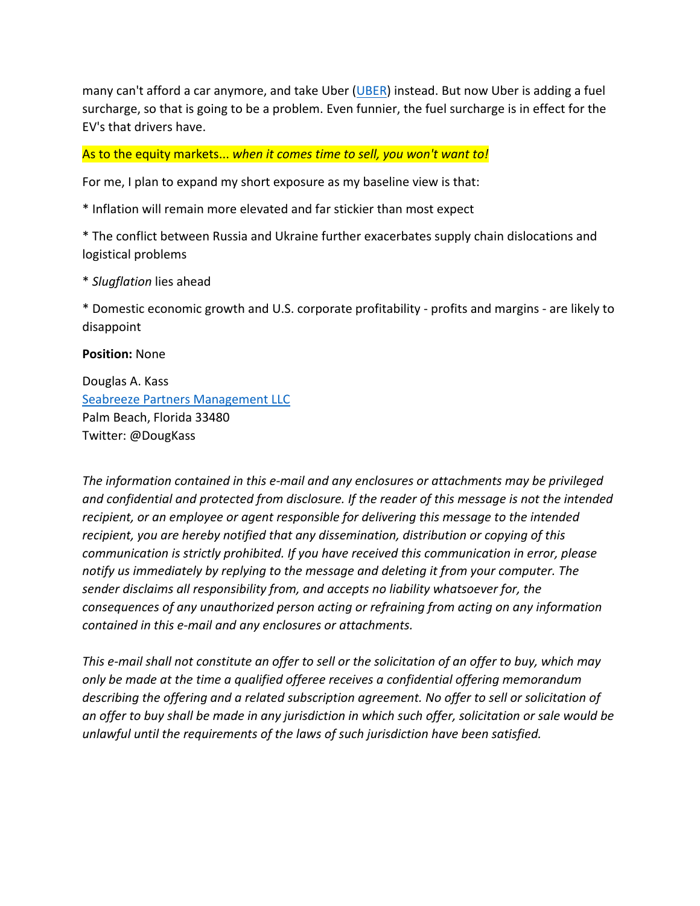many can't afford a car anymore, and take Uber (UBER) instead. But now Uber is adding a fuel surcharge, so that is going to be a problem. Even funnier, the fuel surcharge is in effect for the EV's that drivers have.

As to the equity markets... *when it comes time to sell, you won't want to!*

For me, I plan to expand my short exposure as my baseline view is that:

* Inflation will remain more elevated and far stickier than most expect

* The conflict between Russia and Ukraine further exacerbates supply chain dislocations and logistical problems

* *Slugflation* lies ahead

* Domestic economic growth and U.S. corporate profitability - profits and margins - are likely to disappoint

**Position:** None

Douglas A. Kass
Seabreeze Partners Management LLC
Palm Beach, Florida 33480
Twitter: @DougKass

*The information contained in this e-mail and any enclosures or attachments may be privileged and confidential and protected from disclosure. If the reader of this message is not the intended recipient, or an employee or agent responsible for delivering this message to the intended recipient, you are hereby notified that any dissemination, distribution or copying of this communication is strictly prohibited. If you have received this communication in error, please notify us immediately by replying to the message and deleting it from your computer. The sender disclaims all responsibility from, and accepts no liability whatsoever for, the consequences of any unauthorized person acting or refraining from acting on any information contained in this e-mail and any enclosures or attachments.*

*This e-mail shall not constitute an offer to sell or the solicitation of an offer to buy, which may only be made at the time a qualified offeree receives a confidential offering memorandum describing the offering and a related subscription agreement. No offer to sell or solicitation of an offer to buy shall be made in any jurisdiction in which such offer, solicitation or sale would be unlawful until the requirements of the laws of such jurisdiction have been satisfied.*